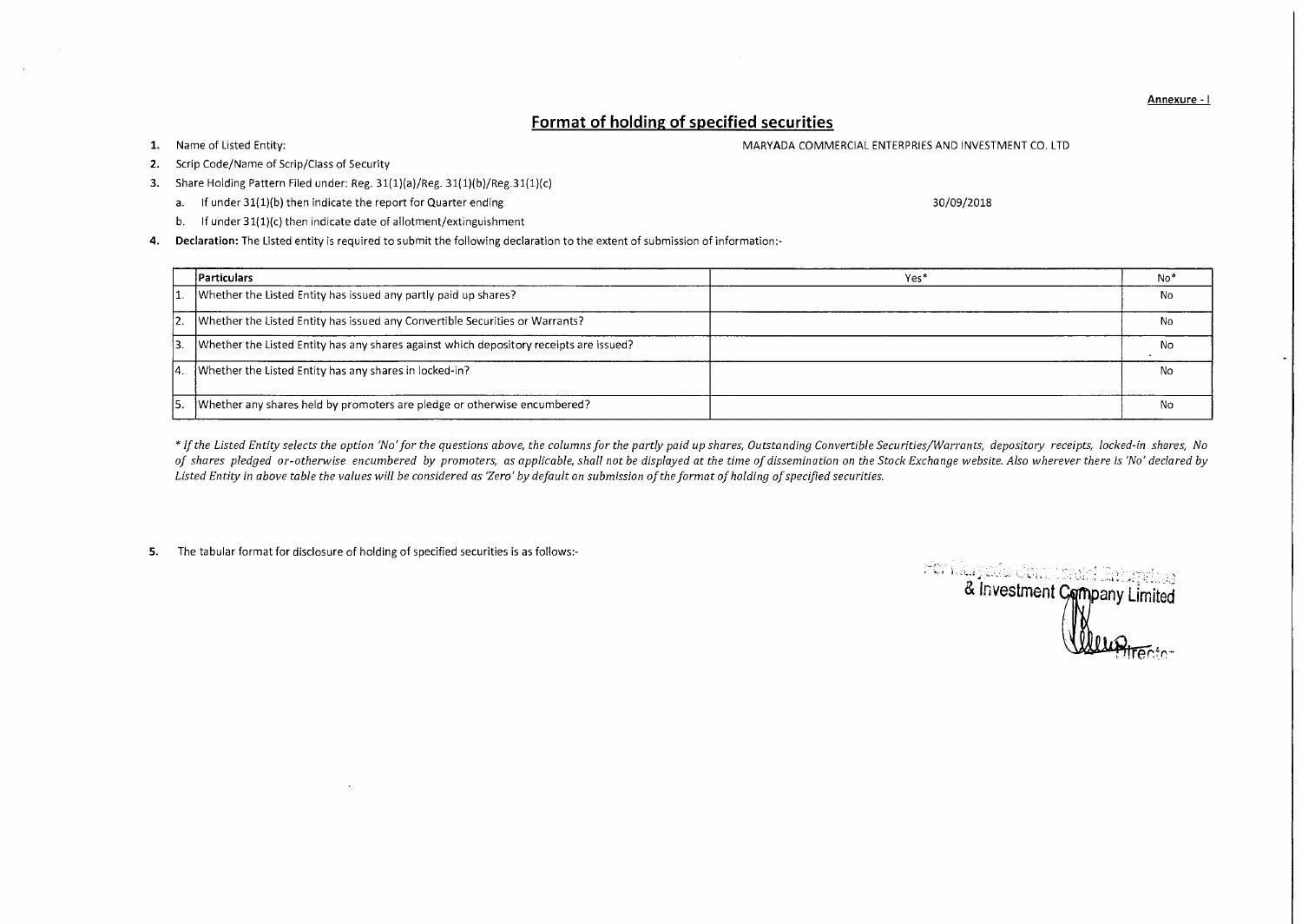Annexure - I

## Format of holding of specified securities

1. Name of Listed Entity: MARYADA COMMERCIAL ENTERPRIES AND INVESTMENT CO. LTD
2. Scrip Code/Name of Scrip/Class of Security
3. Share Holding Pattern Filed under: Reg. 31(1)(a)/Reg. 31(1)(b)/Reg.31(1)(c)
   a. If under 31(1)(b) then indicate the report for Quarter ending 30/09/2018
   b. If under 31(1)(c) then indicate date of allotment/extinguishment
4. **Declaration:** The Listed entity is required to submit the following declaration to the extent of submission of information:-

| | Particulars | Yes* | No* |
|---|---|---|---|
| 1. | Whether the Listed Entity has issued any partly paid up shares? | | No |
| 2. | Whether the Listed Entity has issued any Convertible Securities or Warrants? | | No |
| 3. | Whether the Listed Entity has any shares against which depository receipts are issued? | | No |
| 4. | Whether the Listed Entity has any shares in locked-in? | | No |
| 5. | Whether any shares held by promoters are pledge or otherwise encumbered? | | No |

*\* If the Listed Entity selects the option 'No' for the questions above, the columns for the partly paid up shares, Outstanding Convertible Securities/Warrants, depository receipts, locked-in shares, No of shares pledged or-otherwise encumbered by promoters, as applicable, shall not be displayed at the time of dissemination on the Stock Exchange website. Also wherever there is 'No' declared by Listed Entity in above table the values will be considered as 'Zero' by default on submission of the format of holding of specified securities.*

5. The tabular format for disclosure of holding of specified securities is as follows:-

For Maryada Commercial Enterprises & Investment Company Limited

Director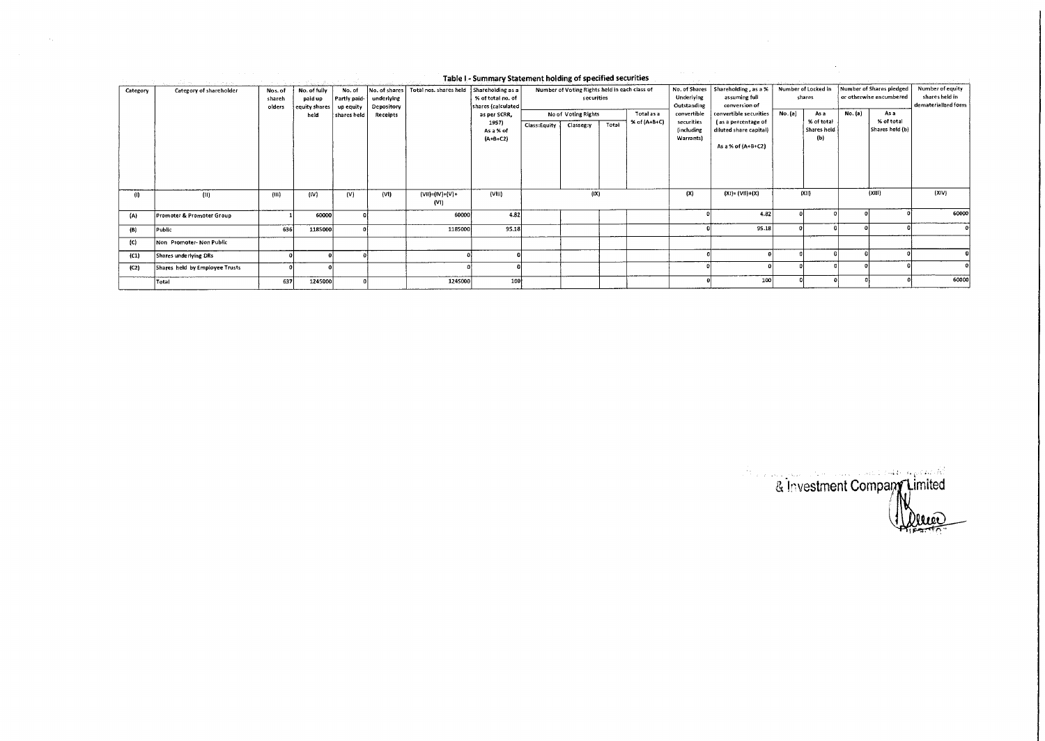## Table I - Summary Statement holding of specified securities

| Category | Category of shareholder | Nos. of shareholders | No. of fully paid up equity shares held | No. of Partly paid-up equity shares held | No. of shares underlying Depository Receipts | Total nos. shares held | Shareholding as a % of total no. of shares (calculated as per SCRR, 1957) As a % of (A+B+C2) | Number of Voting Rights held in each class of securities | | | | No. of Shares Underlying Outstanding convertible securities (including Warrants) | Shareholding, as a % assuming full conversion of convertible securities (as a percentage of diluted share capital) As a % of (A+B+C2) | Number of Locked in shares | | Number of Shares pledged or otherwise encumbered | | Number of equity shares held in dematerialized form |
|---|---|---|---|---|---|---|---|---|---|---|---|---|---|---|---|---|---|---|
| | | | | | | | | No of Voting Rights | | | Total as a % of (A+B+C) | | | No. (a) | As a % of total Shares held (b) | No. (a) | As a % of total Shares held (b) | |
| | | | | | | | | Class:Equity | Class eg:y | Total | | | | | | | | |
| (I) | (II) | (III) | (IV) | (V) | (VI) | (VII)=(IV)+(V)+(VI) | (VIII) | (IX) | | | | (X) | (XI)= (VII)+(X) | (XII) | | (XIII) | | (XIV) |
| (A) | Promoter & Promoter Group | 1 | 60000 | 0 | | 60000 | 4.82 | | | | | 0 | 4.82 | 0 | 0 | 0 | 0 | 60000 |
| (B) | Public | 636 | 1185000 | 0 | | 1185000 | 95.18 | | | | | 0 | 95.18 | 0 | 0 | 0 | 0 | 0 |
| (C) | Non Promoter- Non Public | | | | | | | | | | | | | | | | | |
| (C1) | Shares underlying DRs | 0 | 0 | 0 | | 0 | 0 | | | | | 0 | 0 | 0 | 0 | 0 | 0 | 0 |
| (C2) | Shares held by Employee Trusts | 0 | 0 | | | 0 | 0 | | | | | 0 | 0 | 0 | 0 | 0 | 0 | 0 |
| | Total | 637 | 1245000 | 0 | | 1245000 | 100 | | | | | 0 | 100 | 0 | 0 | 0 | 0 | 60000 |

& Investment Company Limited

Director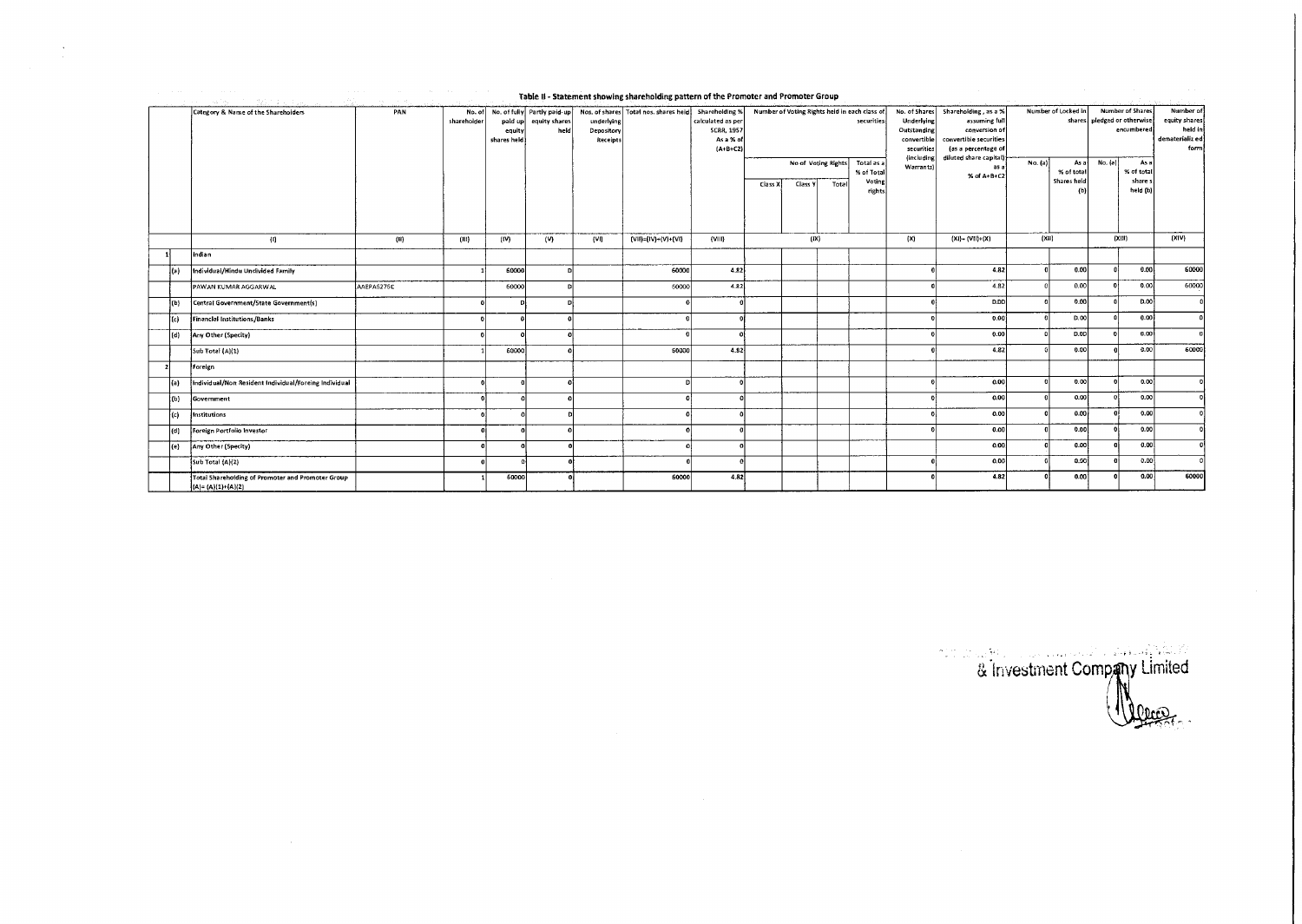# Table II - Statement showing shareholding pattern of the Promoter and Promoter Group

| | Category & Name of the Shareholders | PAN | No. of shareholder | No. of fully paid up equity shares held | Partly paid-up equity shares held | Nos. of shares underlying Depository Receipts | Total nos. shares held | Shareholding % calculated as per SCRR, 1957 As a % of (A+B+C2) | Number of Voting Rights held in each class of securities | | | | No. of Shares Underlying Outstanding convertible securities (including Warrants) | Shareholding , as a % assuming full conversion of convertible securities (as a percentage of diluted share capital) as a % of A+B+C2 | Number of Locked in shares | | Number of Shares pledged or otherwise encumbered | | Number of equity shares held in dematerialized form |
|---|---|---|---|---|---|---|---|---|---|---|---|---|---|---|---|---|---|---|---|
| | | | | | | | | | No of Voting Rights | | | Total as a % of Total Voting rights | | | No. (a) | As a % of total Shares held (b) | No. (a) | As a % of total share s held (b) | |
| | | | | | | | | | Class X | Class Y | Total | | | | | | | | |
| | (I) | (II) | (III) | (IV) | (V) | (VI) | (VII)=(IV)+(V)+(VI) | (VIII) | (IX) | | | | (X) | (XI)= (VII)+(X) | (XII) | | (XIII) | | (XIV) |
| 1 | Indian | | | | | | | | | | | | | | | | | | |
| (a) | Individual/Hindu Undivided Family | | 1 | 60000 | 0 | | 60000 | 4.82 | | | | | 0 | 4.82 | 0 | 0.00 | 0 | 0.00 | 60000 |
| | PAWAN KUMAR AGGARWAL | AAEPA6276C | | 60000 | 0 | | 60000 | 4.82 | | | | | 0 | 4.82 | 0 | 0.00 | 0 | 0.00 | 60000 |
| (b) | Central Government/State Government(s) | | 0 | 0 | 0 | | 0 | 0 | | | | | 0 | 0.00 | 0 | 0.00 | 0 | 0.00 | 0 |
| (c) | Financial Institutions/Banks | | 0 | 0 | 0 | | 0 | 0 | | | | | 0 | 0.00 | 0 | 0.00 | 0 | 0.00 | 0 |
| (d) | Any Other (Specify) | | 0 | 0 | 0 | | 0 | 0 | | | | | 0 | 0.00 | 0 | 0.00 | 0 | 0.00 | 0 |
| | Sub Total (A)(1) | | 1 | 60000 | 0 | | 60000 | 4.82 | | | | | 0 | 4.82 | 0 | 0.00 | 0 | 0.00 | 60000 |
| 2 | Foreign | | | | | | | | | | | | | | | | | | |
| (a) | Individual/Non Resident Individual/Foreing Individual | | 0 | 0 | 0 | | 0 | 0 | | | | | 0 | 0.00 | 0 | 0.00 | 0 | 0.00 | 0 |
| (b) | Government | | 0 | 0 | 0 | | 0 | 0 | | | | | 0 | 0.00 | 0 | 0.00 | 0 | 0.00 | 0 |
| (c) | Institutions | | 0 | 0 | 0 | | 0 | 0 | | | | | 0 | 0.00 | 0 | 0.00 | 0 | 0.00 | 0 |
| (d) | Foreign Portfolio Investor | | 0 | 0 | 0 | | 0 | 0 | | | | | 0 | 0.00 | 0 | 0.00 | 0 | 0.00 | 0 |
| (e) | Any Other (Specify) | | 0 | 0 | 0 | | 0 | 0 | | | | | | 0.00 | 0 | 0.00 | 0 | 0.00 | 0 |
| | Sub Total (A)(2) | | 0 | 0 | 0 | | 0 | 0 | | | | | 0 | 0.00 | 0 | 0.00 | 0 | 0.00 | 0 |
| | Total Shareholding of Promoter and Promoter Group (A)= (A)(1)+(A)(2) | | 1 | 60000 | 0 | | 60000 | 4.82 | | | | | 0 | 4.82 | 0 | 0.00 | 0 | 0.00 | 60000 |

& Investment Company Limited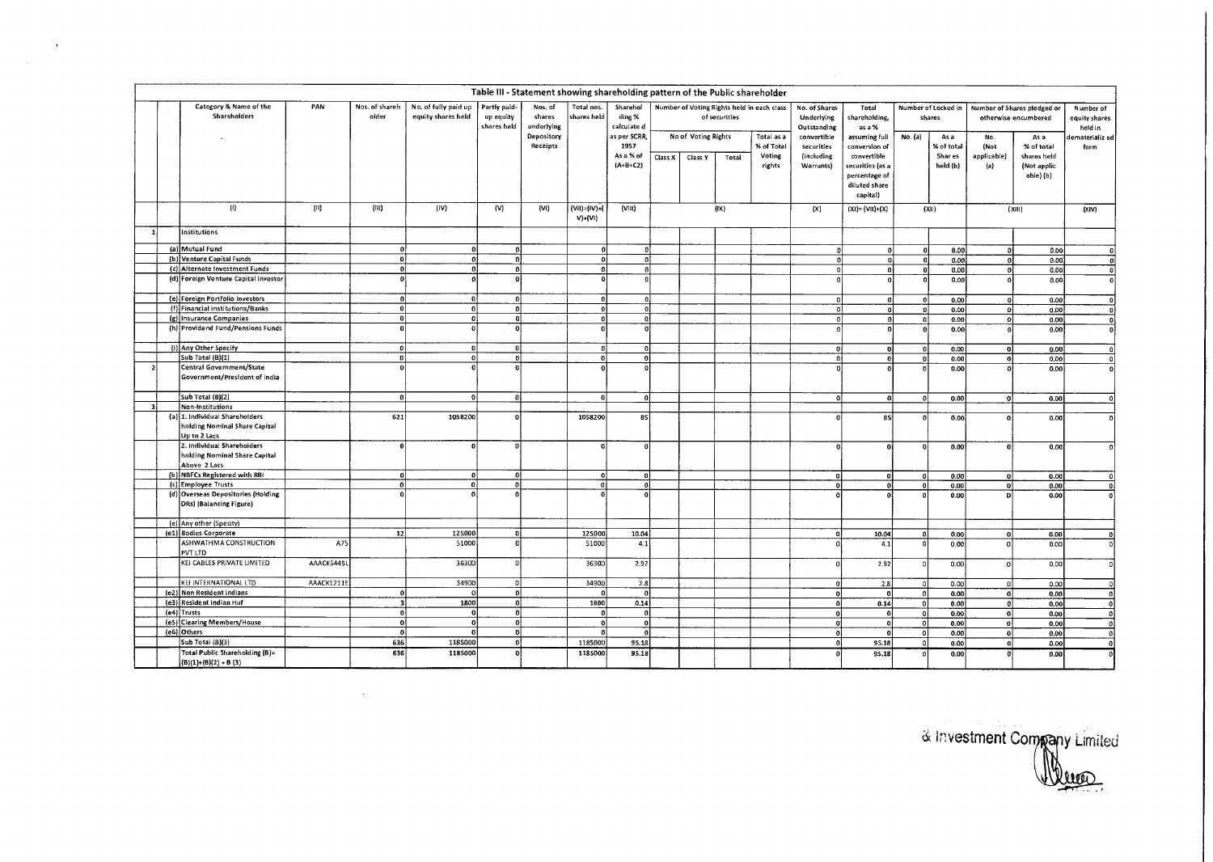## Table III - Statement showing shareholding pattern of the Public shareholder

| | | Category & Name of the Shareholders | PAN | Nos. of shareholder | No. of fully paid up equity shares held | Partly paid-up equity shares held | Nos. of shares underlying Depository Receipts | Total nos. shares held | Shareholding % calculated as per SCRR, 1957 As a % of (A+B+C2) | Number of Voting Rights held in each class of securities | | | | No. of Shares Underlying Outstanding convertible securities (including Warrants) | Total shareholding, as a % assuming full conversion of convertible securities (as a percentage of diluted share capital) | Number of Locked in shares | | Number of Shares pledged or otherwise encumbered | | Number of equity shares held in dematerialized form |
|---|---|---|---|---|---|---|---|---|---|---|---|---|---|---|---|---|---|---|---|---|
| | | | | | | | | | | No of Voting Rights | | | Total as a % of Total Voting rights | | | No. (a) | As a % of total Shares held (b) | No. (Not applicable) (a) | As a % of total shares held (Not applicable) (b) | |
| | | | | | | | | | | Class X | Class Y | Total | | | | | | | | |
| | | (I) | (II) | (III) | (IV) | (V) | (VI) | (VII)=(IV)+(V)+(VI) | (VIII) | (IX) | | | | (X) | (XI)=(VII)+(X) | (XII) | | (XIII) | | (XIV) |
| 1 | | Institutions | | | | | | | | | | | | | | | | | | |
| | (a) | Mutual Fund | | 0 | 0 | 0 | | 0 | 0 | | | | | 0 | 0 | 0 | 0.00 | 0 | 0.00 | 0 |
| | (b) | Venture Capital Funds | | 0 | 0 | 0 | | 0 | 0 | | | | | 0 | 0 | 0 | 0.00 | 0 | 0.00 | 0 |
| | (c) | Alternate Investment Funds | | 0 | 0 | 0 | | 0 | 0 | | | | | 0 | 0 | 0 | 0.00 | 0 | 0.00 | 0 |
| | (d) | Foreign Venture Capital Investor | | 0 | 0 | 0 | | 0 | 0 | | | | | 0 | 0 | 0 | 0.00 | 0 | 0.00 | 0 |
| | (e) | Foreign Portfolio Investors | | 0 | 0 | 0 | | 0 | 0 | | | | | 0 | 0 | 0 | 0.00 | 0 | 0.00 | 0 |
| | (f) | Financial Institutions/Banks | | 0 | 0 | 0 | | 0 | 0 | | | | | 0 | 0 | 0 | 0.00 | 0 | 0.00 | 0 |
| | (g) | Insurance Companies | | 0 | 0 | 0 | | 0 | 0 | | | | | 0 | 0 | 0 | 0.00 | 0 | 0.00 | 0 |
| | (h) | Providend Fund/Pensions Funds | | 0 | 0 | 0 | | 0 | 0 | | | | | 0 | 0 | 0 | 0.00 | 0 | 0.00 | 0 |
| | (i) | Any Other Specify | | 0 | 0 | 0 | | 0 | 0 | | | | | 0 | 0 | 0 | 0.00 | 0 | 0.00 | 0 |
| | | Sub Total (B)(1) | | 0 | 0 | 0 | | 0 | 0 | | | | | 0 | 0 | 0 | 0.00 | 0 | 0.00 | 0 |
| 2 | | Central Government/State Government/President of India | | 0 | 0 | 0 | | 0 | 0 | | | | | 0 | 0 | 0 | 0.00 | 0 | 0.00 | 0 |
| | | Sub Total (B)(2) | | 0 | 0 | 0 | | 0 | 0 | | | | | 0 | 0 | 0 | 0.00 | 0 | 0.00 | 0 |
| 3 | | Non-Institutions | | | | | | | | | | | | | | | | | | |
| | (a) | 1. Individual Shareholders holding Nominal Share Capital Up to 2 Lacs | | 621 | 1058200 | 0 | | 1058200 | 85 | | | | | 0 | 85 | 0 | 0.00 | 0 | 0.00 | 0 |
| | | 2. Individual Shareholders holding Nominal Share Capital Above 2 Lacs | | 0 | 0 | 0 | | 0 | 0 | | | | | 0 | 0 | 0 | 0.00 | 0 | 0.00 | 0 |
| | (b) | NBFCs Registered with RBI | | 0 | 0 | 0 | | 0 | 0 | | | | | 0 | 0 | 0 | 0.00 | 0 | 0.00 | 0 |
| | (c) | Employee Trusts | | 0 | 0 | 0 | | 0 | 0 | | | | | 0 | 0 | 0 | 0.00 | 0 | 0.00 | 0 |
| | (d) | Overseas Depositories (Holding DRs) (Balancing Figure) | | 0 | 0 | 0 | | 0 | 0 | | | | | 0 | 0 | 0 | 0.00 | 0 | 0.00 | 0 |
| | (e) | Any other (Specify) | | | | | | | | | | | | | | | | | | |
| | (e1) | Bodies Corporate | | 12 | 125000 | 0 | | 125000 | 10.04 | | | | | 0 | 10.04 | 0 | 0.00 | 0 | 0.00 | 0 |
| | | ASHWATHMA CONSTRUCTION PVT LTD | A75 | | 51000 | 0 | | 51000 | 4.1 | | | | | 0 | 4.1 | 0 | 0.00 | 0 | 0.00 | 0 |
| | | KEI CABLES PRIVATE LIMITED | AAACK5445L | | 36300 | 0 | | 36300 | 2.92 | | | | | 0 | 2.92 | 0 | 0.00 | 0 | 0.00 | 0 |
| | | KEI INTERNATIONAL LTD | AAACK1211E | | 34900 | 0 | | 34900 | 2.8 | | | | | 0 | 2.8 | 0 | 0.00 | 0 | 0.00 | 0 |
| | (e2) | Non Resident Indians | | 0 | 0 | 0 | | 0 | 0 | | | | | 0 | 0 | 0 | 0.00 | 0 | 0.00 | 0 |
| | (e3) | Resident Indian Huf | | 3 | 1800 | 0 | | 1800 | 0.14 | | | | | 0 | 0.14 | 0 | 0.00 | 0 | 0.00 | 0 |
| | (e4) | Trusts | | 0 | 0 | 0 | | 0 | 0 | | | | | 0 | 0 | 0 | 0.00 | 0 | 0.00 | 0 |
| | (e5) | Clearing Members/House | | 0 | 0 | 0 | | 0 | 0 | | | | | 0 | 0 | 0 | 0.00 | 0 | 0.00 | 0 |
| | (e6) | Others | | 0 | 0 | 0 | | 0 | 0 | | | | | 0 | 0 | 0 | 0.00 | 0 | 0.00 | 0 |
| | | Sub Total (B)(3) | | 636 | 1185000 | 0 | | 1185000 | 95.18 | | | | | 0 | 95.18 | 0 | 0.00 | 0 | 0.00 | 0 |
| | | Total Public Shareholding (B)= (B)(1)+(B)(2) + B (3) | | 636 | 1185000 | 0 | | 1185000 | 95.18 | | | | | 0 | 95.18 | 0 | 0.00 | 0 | 0.00 | 0 |

& Investment Company Limited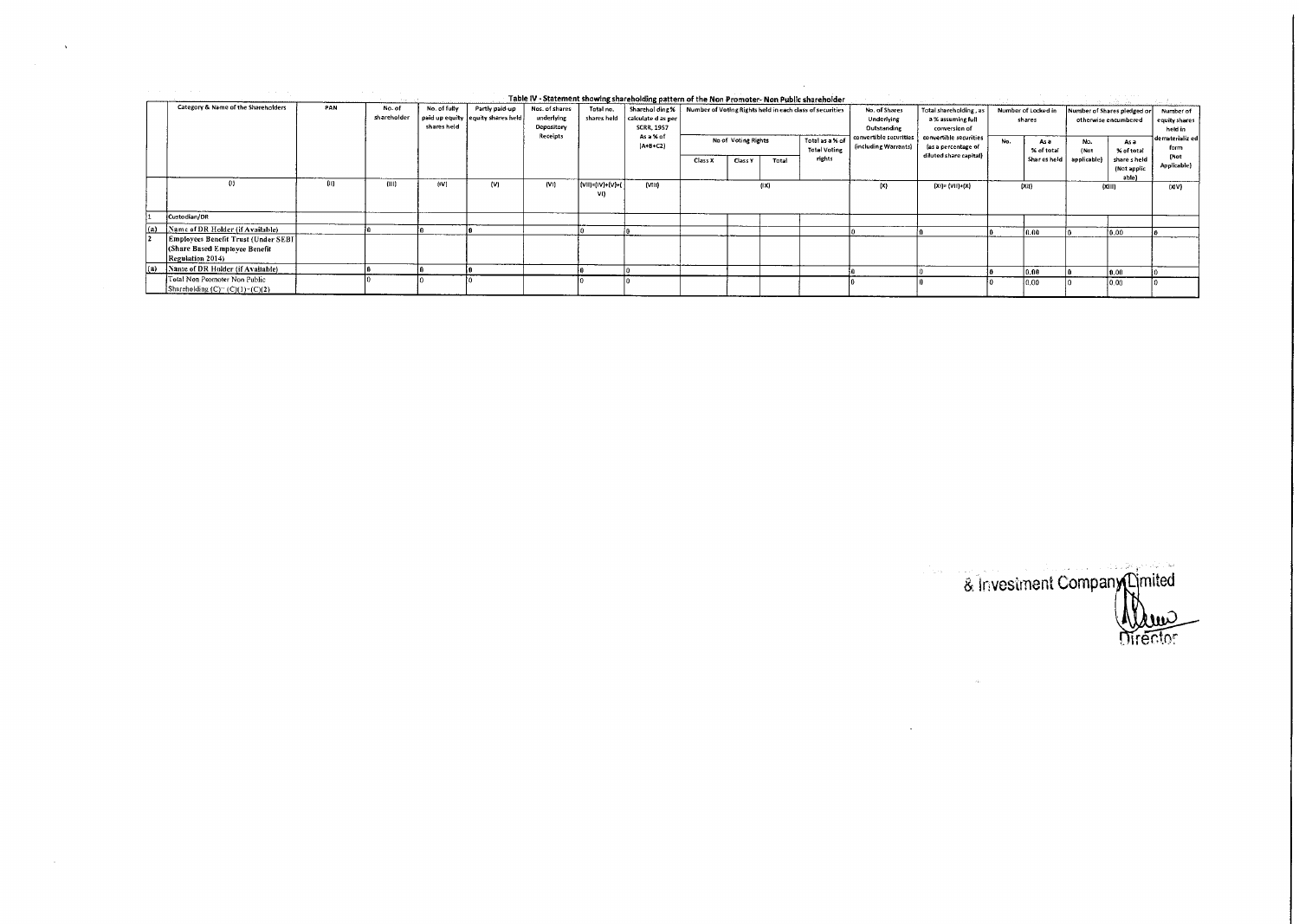## Table IV - Statement showing shareholding pattern of the Non Promoter- Non Public shareholder

| | Category & Name of the Shareholders | PAN | No. of shareholder | No. of fully paid up equity shares held | Partly paid-up equity shares held | Nos. of shares underlying Depository Receipts | Total no. shares held | Sharehol ding % calculate d as per SCRR, 1957 As a % of (A+B+C2) | Number of Voting Rights held in each class of securities | | | | No. of Shares Underlying Outstanding convertible securities (including Warrants) | Total shareholding , as a % assuming full conversion of convertible securities (as a percentage of diluted share capital) | Number of Locked in shares | | Number of Shares pledged or otherwise encumbered | | Number of equity shares held in dematerializ ed form (Not Applicable) |
|---|---|---|---|---|---|---|---|---|---|---|---|---|---|---|---|---|---|---|---|
| | | | | | | | | | No of Voting Rights | | | Total as a % of Total Voting rights | | | No. | As a % of total Shar es held | No. (Not applicable) | As a % of total share s held (Not applic able) | |
| | | | | | | | | | Class X | Class Y | Total | | | | | | | | |
| | (I) | (II) | (III) | (IV) | (V) | (VI) | (VII)=(IV)+(V)+(VI) | (VIII) | (IX) | | | | (X) | (XI)= (VII)+(X) | (XII) | | (XIII) | | (XIV) |
| 1 | Custodian/DR | | | | | | | | | | | | | | | | | | |
| (a) | Name of DR Holder (if Available) | | 0 | 0 | 0 | | 0 | 0 | | | | | 0 | 0 | 0 | 0.00 | 0 | 0.00 | 0 |
| 2 | Employees Benefit Trust (Under SEBI (Share Based Employee Benefit Regulation 2014) | | | | | | | | | | | | | | | | | | |
| (a) | Name of DR Holder (if Available) | | 0 | 0 | 0 | | 0 | 0 | | | | | 0 | 0 | 0 | 0.00 | 0 | 0.00 | 0 |
| | Total Non Promoter Non Public Shareholding (C)= (C)(1)+(C)(2) | | 0 | 0 | 0 | | 0 | 0 | | | | | 0 | 0 | 0 | 0.00 | 0 | 0.00 | 0 |

& Investment Company Limited

Director